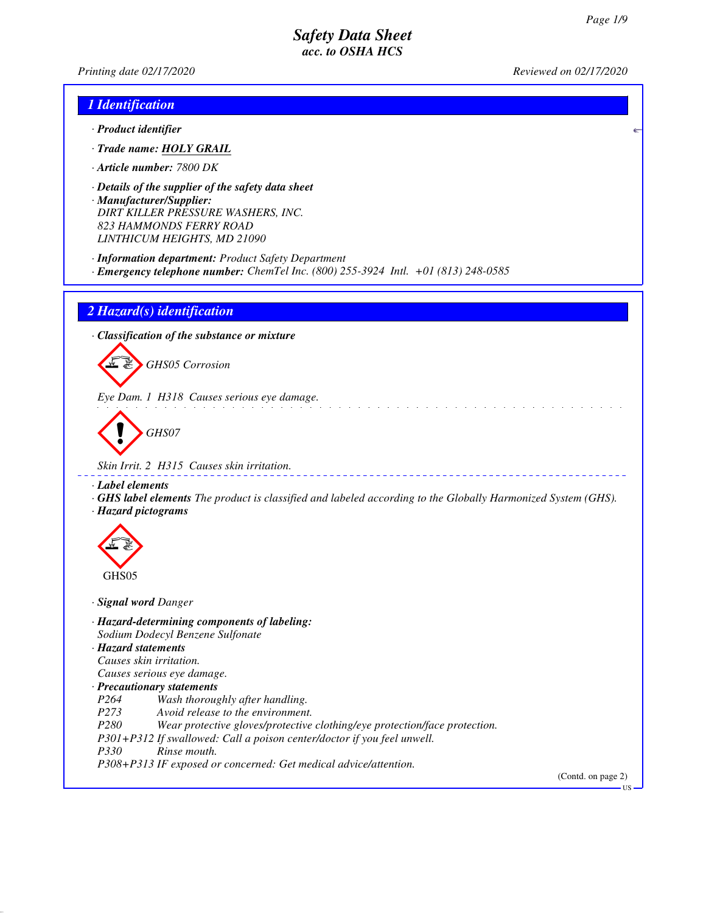# Safety Data Sheet
## acc. to OSHA HCS

*Printing date 02/17/2020* *Reviewed on 02/17/2020*

## 1 Identification

· **Product identifier**

· **Trade name:** **HOLY GRAIL**

· **Article number:** 7800 DK

· **Details of the supplier of the safety data sheet**

· **Manufacturer/Supplier:**
DIRT KILLER PRESSURE WASHERS, INC.
823 HAMMONDS FERRY ROAD
LINTHICUM HEIGHTS, MD 21090

· **Information department:** Product Safety Department

· **Emergency telephone number:** ChemTel Inc. (800) 255-3924 Intl. +01 (813) 248-0585

## 2 Hazard(s) identification

· **Classification of the substance or mixture**

GHS05 Corrosion

Eye Dam. 1 H318 Causes serious eye damage.

GHS07

Skin Irrit. 2 H315 Causes skin irritation.

· **Label elements**

· **GHS label elements** The product is classified and labeled according to the Globally Harmonized System (GHS).

· **Hazard pictograms**

GHS05

· **Signal word** Danger

· **Hazard-determining components of labeling:**
Sodium Dodecyl Benzene Sulfonate

· **Hazard statements**
Causes skin irritation.
Causes serious eye damage.

· **Precautionary statements**

P264 Wash thoroughly after handling.
P273 Avoid release to the environment.
P280 Wear protective gloves/protective clothing/eye protection/face protection.
P301+P312 If swallowed: Call a poison center/doctor if you feel unwell.
P330 Rinse mouth.
P308+P313 IF exposed or concerned: Get medical advice/attention.

(Contd. on page 2)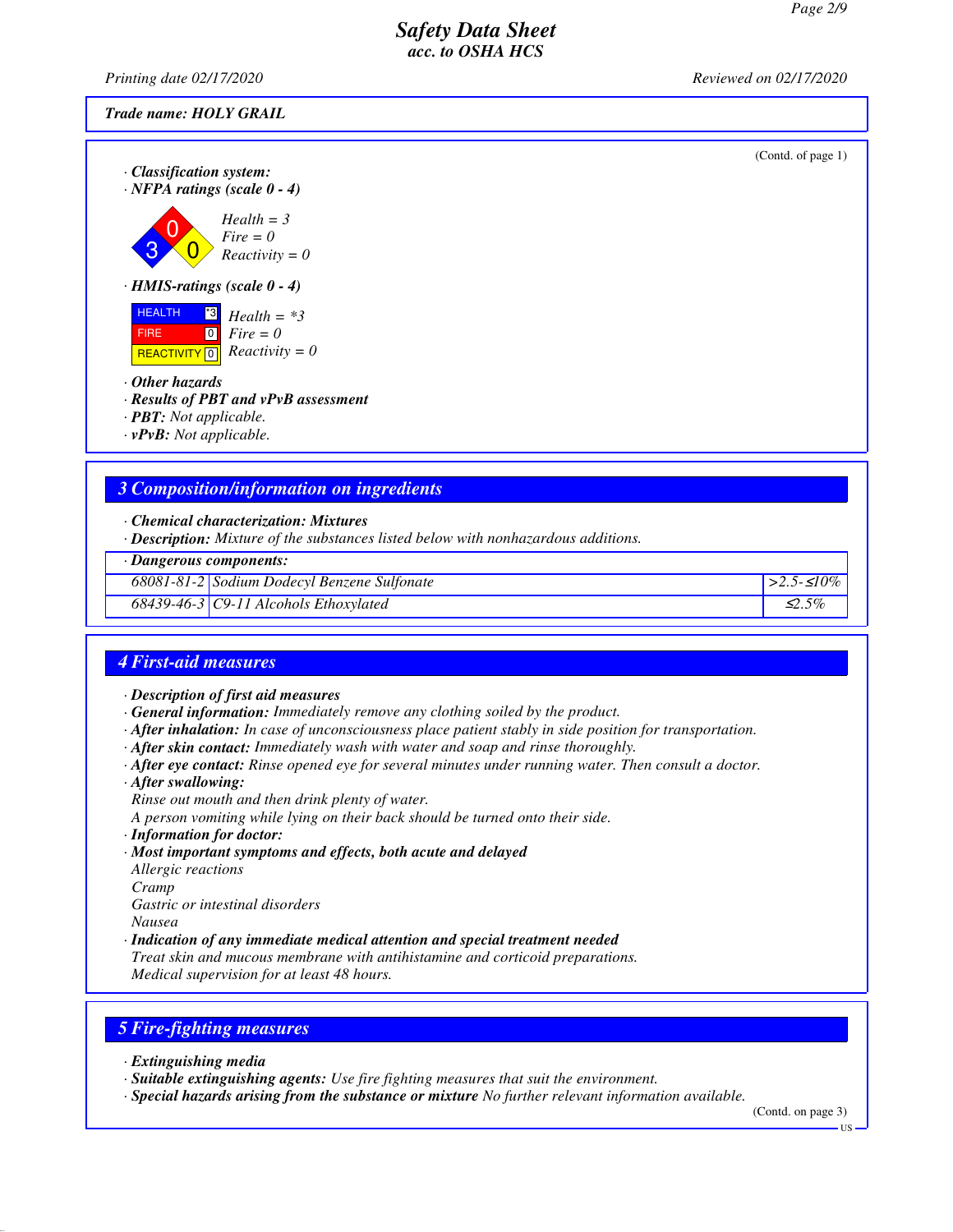Trade name: HOLY GRAIL

(Contd. of page 1)

· **Classification system:**
· **NFPA ratings (scale 0 - 4)**

Health = 3
Fire = 0
Reactivity = 0

· **HMIS-ratings (scale 0 - 4)**

| HEALTH | *3 |
|---|---|
| FIRE | 0 |
| REACTIVITY | 0 |

Health = *3
Fire = 0
Reactivity = 0

· **Other hazards**
· **Results of PBT and vPvB assessment**
· **PBT:** Not applicable.
· **vPvB:** Not applicable.

## 3 Composition/information on ingredients

· **Chemical characterization: Mixtures**
· **Description:** Mixture of the substances listed below with nonhazardous additions.

| · Dangerous components: | | |
|---|---|---|
| 68081-81-2 | Sodium Dodecyl Benzene Sulfonate | >2.5-≤10% |
| 68439-46-3 | C9-11 Alcohols Ethoxylated | ≤2.5% |

## 4 First-aid measures

· **Description of first aid measures**
· **General information:** Immediately remove any clothing soiled by the product.
· **After inhalation:** In case of unconsciousness place patient stably in side position for transportation.
· **After skin contact:** Immediately wash with water and soap and rinse thoroughly.
· **After eye contact:** Rinse opened eye for several minutes under running water. Then consult a doctor.
· **After swallowing:**
Rinse out mouth and then drink plenty of water.
A person vomiting while lying on their back should be turned onto their side.
· **Information for doctor:**
· **Most important symptoms and effects, both acute and delayed**
Allergic reactions
Cramp
Gastric or intestinal disorders
Nausea
· **Indication of any immediate medical attention and special treatment needed**
Treat skin and mucous membrane with antihistamine and corticoid preparations.
Medical supervision for at least 48 hours.

## 5 Fire-fighting measures

· **Extinguishing media**
· **Suitable extinguishing agents:** Use fire fighting measures that suit the environment.
· **Special hazards arising from the substance or mixture** No further relevant information available.

(Contd. on page 3)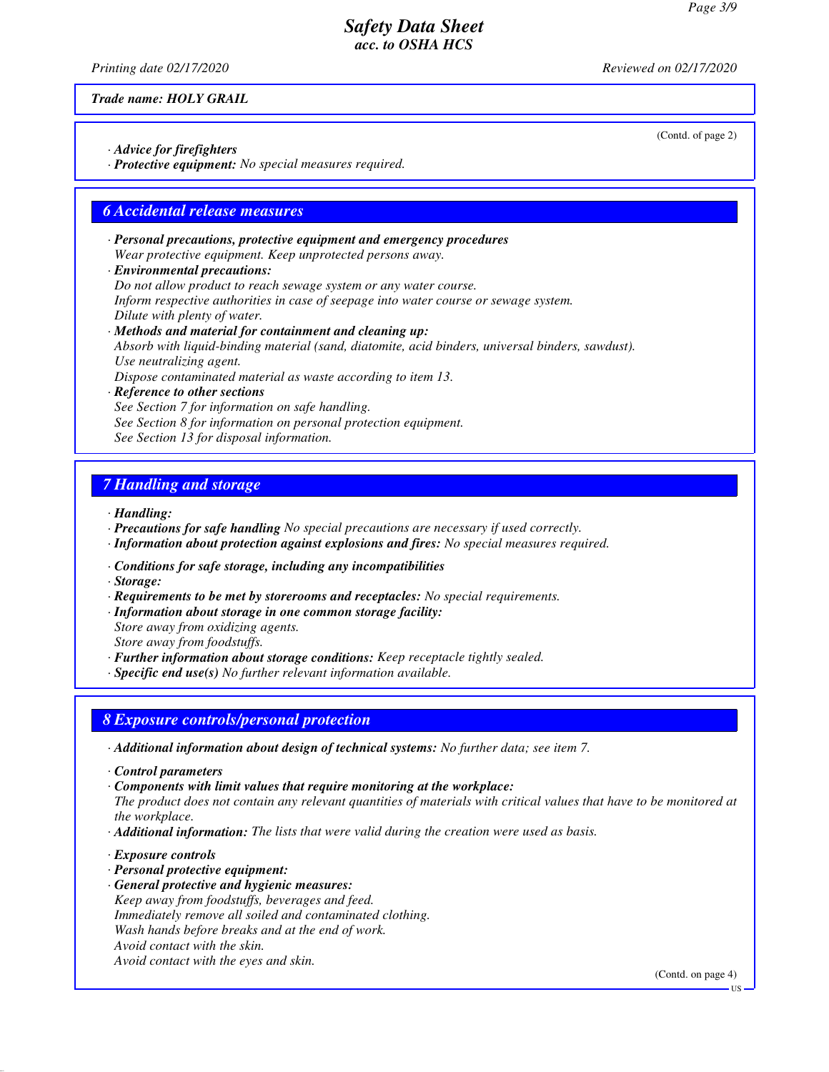**Trade name: HOLY GRAIL**

(Contd. of page 2)

· **Advice for firefighters**
· **Protective equipment:** No special measures required.

## 6 Accidental release measures

· **Personal precautions, protective equipment and emergency procedures**
Wear protective equipment. Keep unprotected persons away.
· **Environmental precautions:**
Do not allow product to reach sewage system or any water course.
Inform respective authorities in case of seepage into water course or sewage system.
Dilute with plenty of water.
· **Methods and material for containment and cleaning up:**
Absorb with liquid-binding material (sand, diatomite, acid binders, universal binders, sawdust).
Use neutralizing agent.
Dispose contaminated material as waste according to item 13.
· **Reference to other sections**
See Section 7 for information on safe handling.
See Section 8 for information on personal protection equipment.
See Section 13 for disposal information.

## 7 Handling and storage

· **Handling:**
· **Precautions for safe handling** No special precautions are necessary if used correctly.
· **Information about protection against explosions and fires:** No special measures required.

· **Conditions for safe storage, including any incompatibilities**
· **Storage:**
· **Requirements to be met by storerooms and receptacles:** No special requirements.
· **Information about storage in one common storage facility:**
Store away from oxidizing agents.
Store away from foodstuffs.
· **Further information about storage conditions:** Keep receptacle tightly sealed.
· **Specific end use(s)** No further relevant information available.

## 8 Exposure controls/personal protection

· **Additional information about design of technical systems:** No further data; see item 7.

· **Control parameters**
· **Components with limit values that require monitoring at the workplace:**
The product does not contain any relevant quantities of materials with critical values that have to be monitored at the workplace.
· **Additional information:** The lists that were valid during the creation were used as basis.

· **Exposure controls**
· **Personal protective equipment:**
· **General protective and hygienic measures:**
Keep away from foodstuffs, beverages and feed.
Immediately remove all soiled and contaminated clothing.
Wash hands before breaks and at the end of work.
Avoid contact with the skin.
Avoid contact with the eyes and skin.

(Contd. on page 4)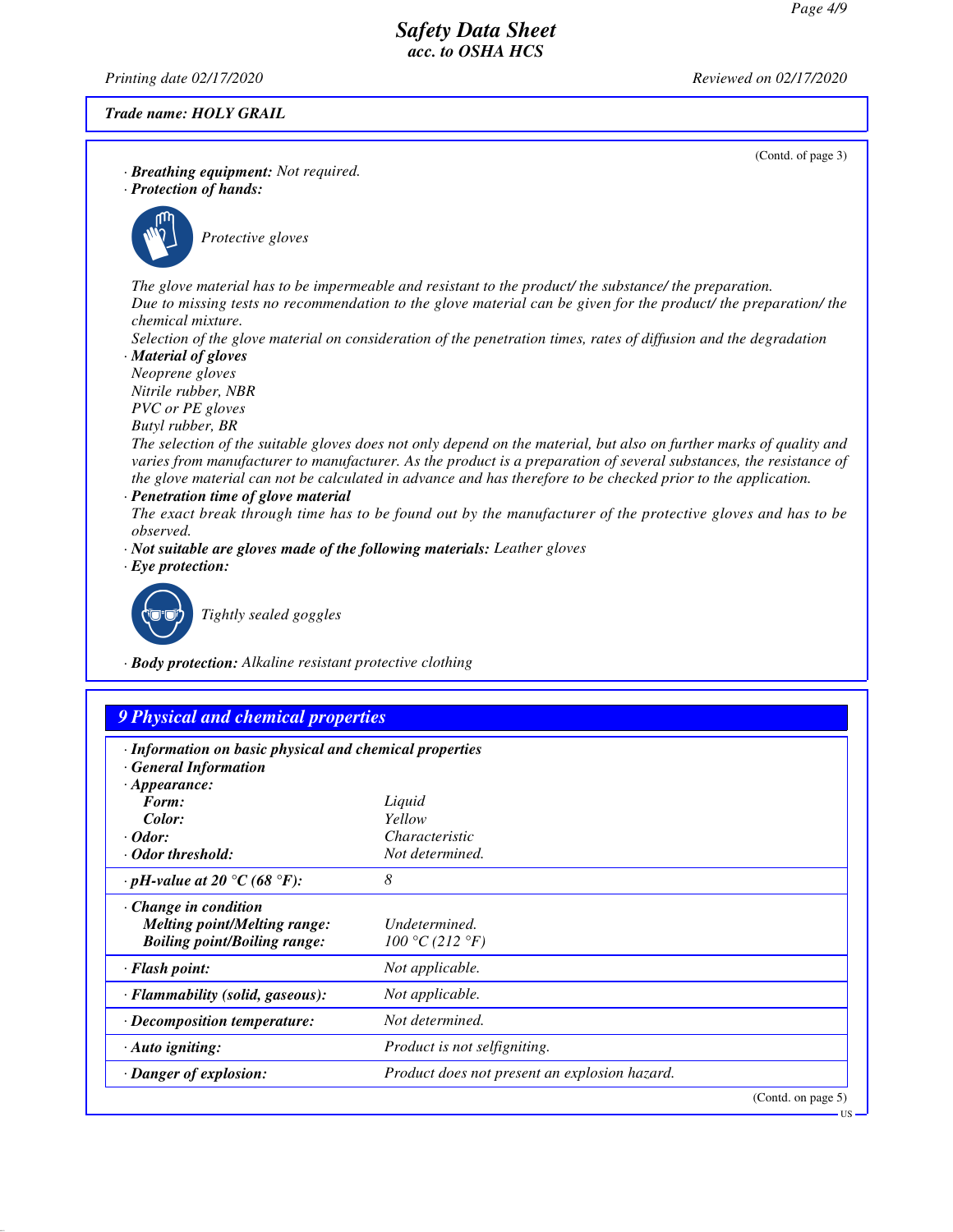*Trade name: HOLY GRAIL*

(Contd. of page 3)

· **Breathing equipment:** *Not required.*

· **Protection of hands:**

*Protective gloves*

*The glove material has to be impermeable and resistant to the product/ the substance/ the preparation.*
*Due to missing tests no recommendation to the glove material can be given for the product/ the preparation/ the chemical mixture.*
*Selection of the glove material on consideration of the penetration times, rates of diffusion and the degradation*

· **Material of gloves**
*Neoprene gloves*
*Nitrile rubber, NBR*
*PVC or PE gloves*
*Butyl rubber, BR*
*The selection of the suitable gloves does not only depend on the material, but also on further marks of quality and varies from manufacturer to manufacturer. As the product is a preparation of several substances, the resistance of the glove material can not be calculated in advance and has therefore to be checked prior to the application.*

· **Penetration time of glove material**
*The exact break through time has to be found out by the manufacturer of the protective gloves and has to be observed.*

· **Not suitable are gloves made of the following materials:** *Leather gloves*

· **Eye protection:**

*Tightly sealed goggles*

· **Body protection:** *Alkaline resistant protective clothing*

## 9 Physical and chemical properties

· **Information on basic physical and chemical properties**
· **General Information**

| | |
|---|---|
| · **Appearance:** | |
| **Form:** | *Liquid* |
| **Color:** | *Yellow* |
| · **Odor:** | *Characteristic* |
| · **Odor threshold:** | *Not determined.* |
| · **pH-value at 20 °C (68 °F):** | *8* |
| · **Change in condition** | |
| **Melting point/Melting range:** | *Undetermined.* |
| **Boiling point/Boiling range:** | *100 °C (212 °F)* |
| · **Flash point:** | *Not applicable.* |
| · **Flammability (solid, gaseous):** | *Not applicable.* |
| · **Decomposition temperature:** | *Not determined.* |
| · **Auto igniting:** | *Product is not selfigniting.* |
| · **Danger of explosion:** | *Product does not present an explosion hazard.* |

(Contd. on page 5)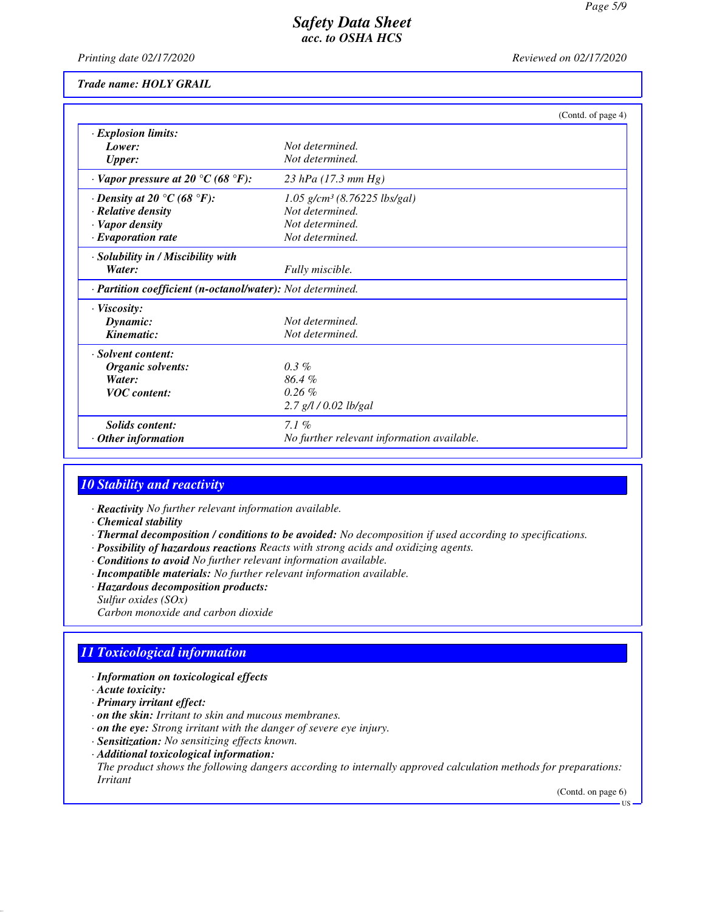*Trade name: HOLY GRAIL*

(Contd. of page 4)

| | |
|---|---|
| · **Explosion limits:** | |
| **Lower:** | Not determined. |
| **Upper:** | Not determined. |
| · **Vapor pressure at 20 °C (68 °F):** | 23 hPa (17.3 mm Hg) |
| · **Density at 20 °C (68 °F):** | 1.05 g/cm³ (8.76225 lbs/gal) |
| · **Relative density** | Not determined. |
| · **Vapor density** | Not determined. |
| · **Evaporation rate** | Not determined. |
| · **Solubility in / Miscibility with** | |
| **Water:** | Fully miscible. |
| · **Partition coefficient (n-octanol/water):** | Not determined. |
| · **Viscosity:** | |
| **Dynamic:** | Not determined. |
| **Kinematic:** | Not determined. |
| · **Solvent content:** | |
| **Organic solvents:** | 0.3 % |
| **Water:** | 86.4 % |
| **VOC content:** | 0.26 % |
| | 2.7 g/l / 0.02 lb/gal |
| **Solids content:** | 7.1 % |
| · **Other information** | No further relevant information available. |

## 10 Stability and reactivity

· **Reactivity** No further relevant information available.
· **Chemical stability**
· **Thermal decomposition / conditions to be avoided:** No decomposition if used according to specifications.
· **Possibility of hazardous reactions** Reacts with strong acids and oxidizing agents.
· **Conditions to avoid** No further relevant information available.
· **Incompatible materials:** No further relevant information available.
· **Hazardous decomposition products:**
Sulfur oxides (SOx)
Carbon monoxide and carbon dioxide

## 11 Toxicological information

· **Information on toxicological effects**
· **Acute toxicity:**
· **Primary irritant effect:**
· **on the skin:** Irritant to skin and mucous membranes.
· **on the eye:** Strong irritant with the danger of severe eye injury.
· **Sensitization:** No sensitizing effects known.
· **Additional toxicological information:**
The product shows the following dangers according to internally approved calculation methods for preparations:
Irritant

(Contd. on page 6)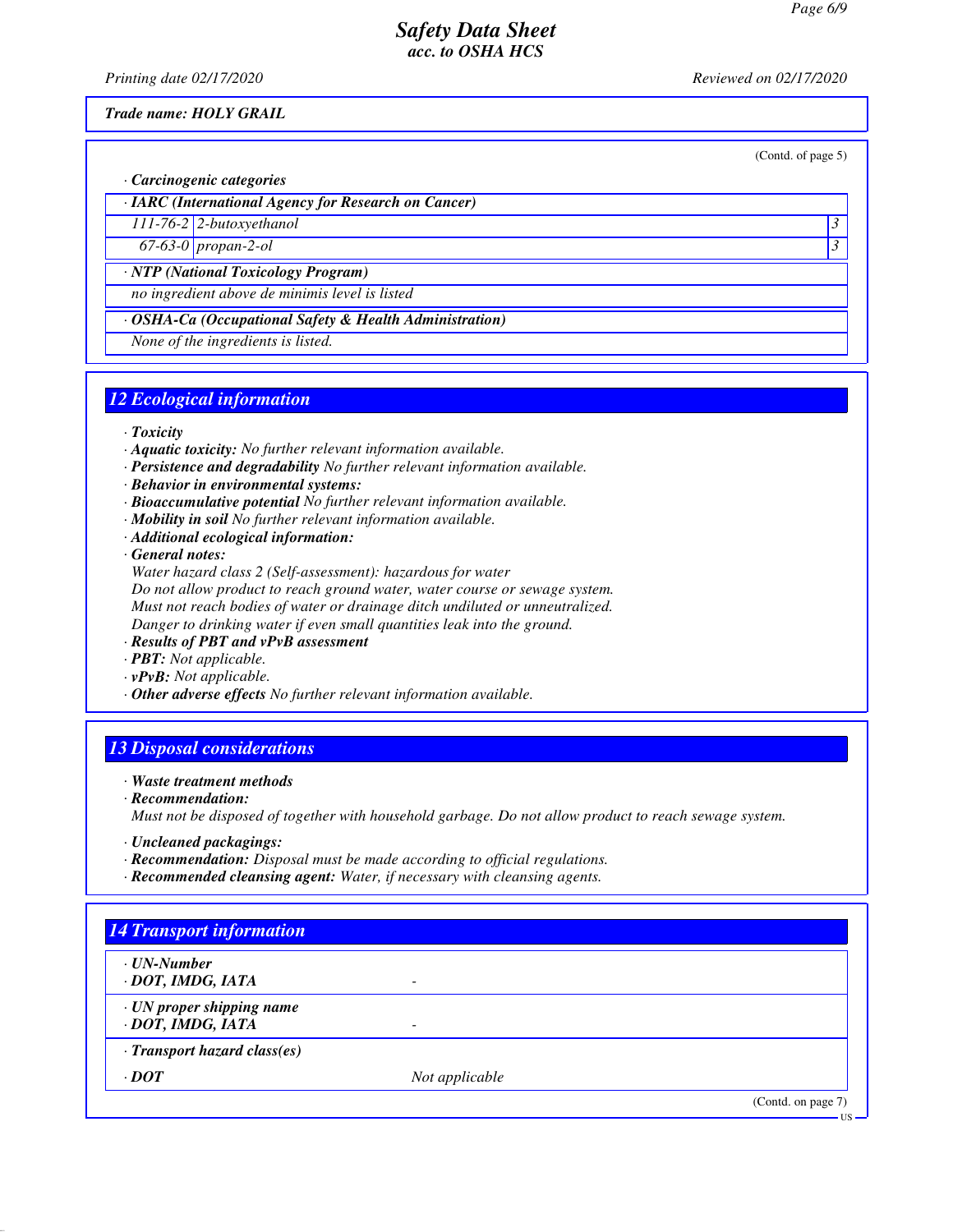**Trade name: HOLY GRAIL**

(Contd. of page 5)

· **Carcinogenic categories**

| · IARC (International Agency for Research on Cancer) | | |
|---|---|---|
| 111-76-2 | 2-butoxyethanol | 3 |
| 67-63-0 | propan-2-ol | 3 |

| · NTP (National Toxicology Program) |
|---|
| no ingredient above de minimis level is listed |

| · OSHA-Ca (Occupational Safety & Health Administration) |
|---|
| None of the ingredients is listed. |

## 12 Ecological information

· **Toxicity**
· **Aquatic toxicity:** No further relevant information available.
· **Persistence and degradability** No further relevant information available.
· **Behavior in environmental systems:**
· **Bioaccumulative potential** No further relevant information available.
· **Mobility in soil** No further relevant information available.
· **Additional ecological information:**
· **General notes:**
Water hazard class 2 (Self-assessment): hazardous for water
Do not allow product to reach ground water, water course or sewage system.
Must not reach bodies of water or drainage ditch undiluted or unneutralized.
Danger to drinking water if even small quantities leak into the ground.
· **Results of PBT and vPvB assessment**
· **PBT:** Not applicable.
· **vPvB:** Not applicable.
· **Other adverse effects** No further relevant information available.

## 13 Disposal considerations

· **Waste treatment methods**
· **Recommendation:**
Must not be disposed of together with household garbage. Do not allow product to reach sewage system.

· **Uncleaned packagings:**
· **Recommendation:** Disposal must be made according to official regulations.
· **Recommended cleansing agent:** Water, if necessary with cleansing agents.

## 14 Transport information

| | |
|---|---|
| · **UN-Number**<br>· **DOT, IMDG, IATA** | - |
| · **UN proper shipping name**<br>· **DOT, IMDG, IATA** | - |
| · **Transport hazard class(es)** | |
| · **DOT** | Not applicable |

(Contd. on page 7)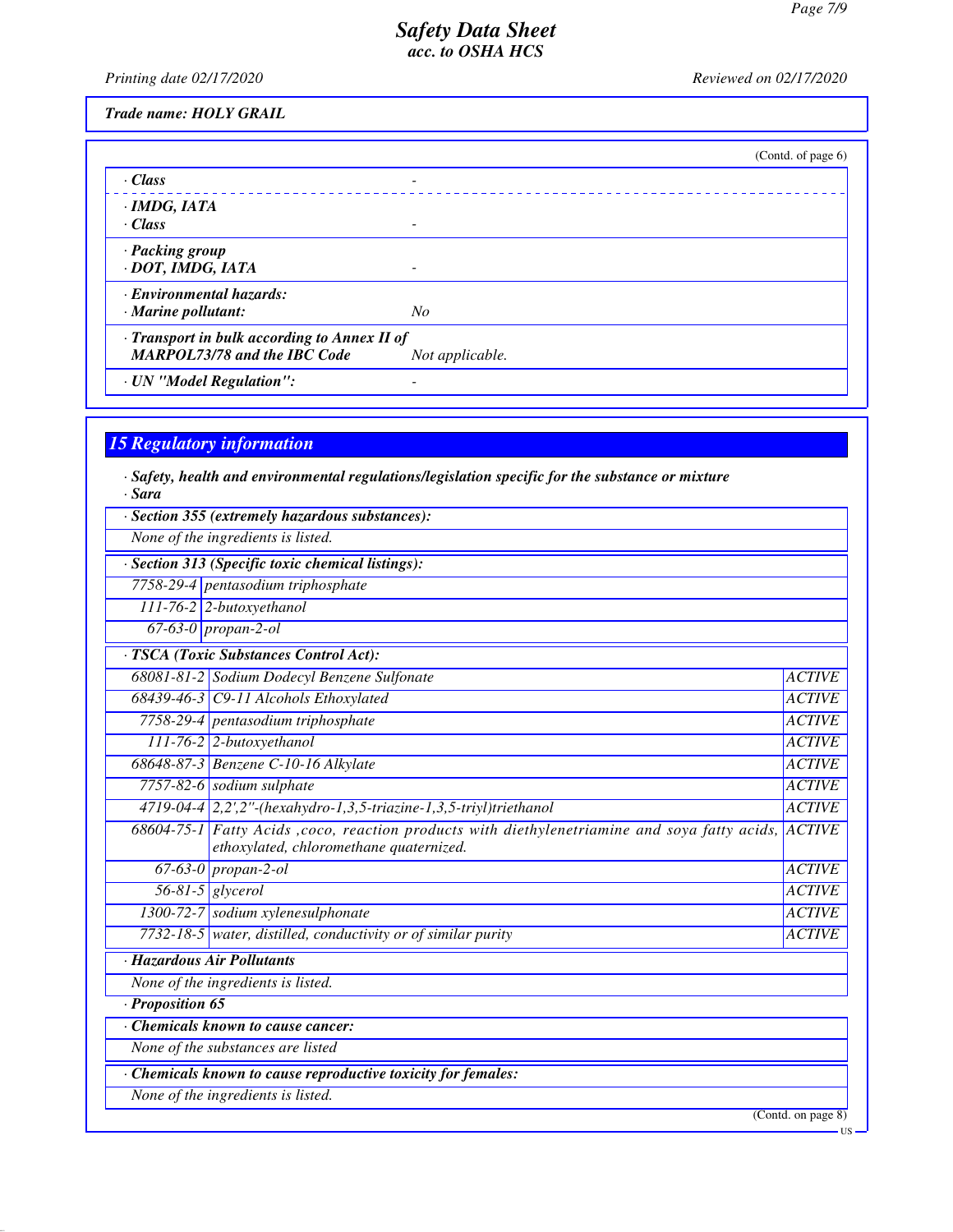Trade name: HOLY GRAIL

(Contd. of page 6)

| | |
|---|---|
| · Class | - |
| · IMDG, IATA · Class | - |
| · Packing group · DOT, IMDG, IATA | - |
| · Environmental hazards: · Marine pollutant: | No |
| · Transport in bulk according to Annex II of MARPOL73/78 and the IBC Code | Not applicable. |
| · UN "Model Regulation": | - |

## 15 Regulatory information

· **Safety, health and environmental regulations/legislation specific for the substance or mixture**
· **Sara**

· **Section 355 (extremely hazardous substances):**

None of the ingredients is listed.

· **Section 313 (Specific toxic chemical listings):**

| | |
|---|---|
| 7758-29-4 | pentasodium triphosphate |
| 111-76-2 | 2-butoxyethanol |
| 67-63-0 | propan-2-ol |

· **TSCA (Toxic Substances Control Act):**

| | | |
|---|---|---|
| 68081-81-2 | Sodium Dodecyl Benzene Sulfonate | ACTIVE |
| 68439-46-3 | C9-11 Alcohols Ethoxylated | ACTIVE |
| 7758-29-4 | pentasodium triphosphate | ACTIVE |
| 111-76-2 | 2-butoxyethanol | ACTIVE |
| 68648-87-3 | Benzene C-10-16 Alkylate | ACTIVE |
| 7757-82-6 | sodium sulphate | ACTIVE |
| 4719-04-4 | 2,2',2''-(hexahydro-1,3,5-triazine-1,3,5-triyl)triethanol | ACTIVE |
| 68604-75-1 | Fatty Acids ,coco, reaction products with diethylenetriamine and soya fatty acids, ethoxylated, chloromethane quaternized. | ACTIVE |
| 67-63-0 | propan-2-ol | ACTIVE |
| 56-81-5 | glycerol | ACTIVE |
| 1300-72-7 | sodium xylenesulphonate | ACTIVE |
| 7732-18-5 | water, distilled, conductivity or of similar purity | ACTIVE |

· **Hazardous Air Pollutants**

None of the ingredients is listed.

· **Proposition 65**

· **Chemicals known to cause cancer:**

None of the substances are listed

· **Chemicals known to cause reproductive toxicity for females:**

None of the ingredients is listed.

(Contd. on page 8)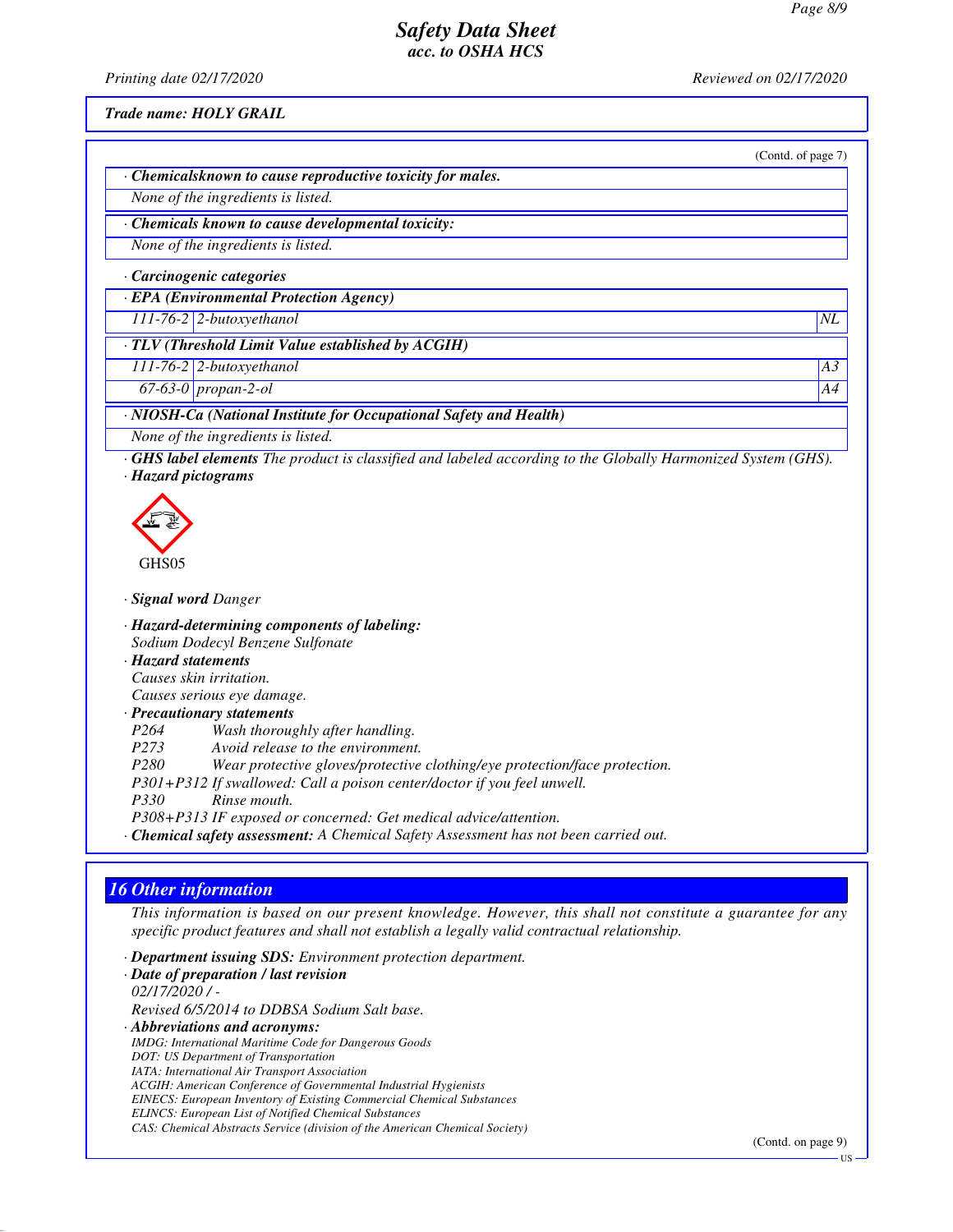(Contd. of page 7)

**· Chemicalsknown to cause reproductive toxicity for males.**

None of the ingredients is listed.

**· Chemicals known to cause developmental toxicity:**

None of the ingredients is listed.

**· Carcinogenic categories**

**· EPA (Environmental Protection Agency)**

| | | |
|---|---|---|
| 111-76-2 | 2-butoxyethanol | NL |

**· TLV (Threshold Limit Value established by ACGIH)**

| | | |
|---|---|---|
| 111-76-2 | 2-butoxyethanol | A3 |
| 67-63-0 | propan-2-ol | A4 |

**· NIOSH-Ca (National Institute for Occupational Safety and Health)**

None of the ingredients is listed.

**· GHS label elements** The product is classified and labeled according to the Globally Harmonized System (GHS).

**· Hazard pictograms**

GHS05

**· Signal word** Danger

**· Hazard-determining components of labeling:**

Sodium Dodecyl Benzene Sulfonate

**· Hazard statements**

Causes skin irritation.

Causes serious eye damage.

**· Precautionary statements**

P264 Wash thoroughly after handling.

P273 Avoid release to the environment.

P280 Wear protective gloves/protective clothing/eye protection/face protection.

P301+P312 If swallowed: Call a poison center/doctor if you feel unwell.

P330 Rinse mouth.

P308+P313 IF exposed or concerned: Get medical advice/attention.

**· Chemical safety assessment:** A Chemical Safety Assessment has not been carried out.

## 16 Other information

This information is based on our present knowledge. However, this shall not constitute a guarantee for any specific product features and shall not establish a legally valid contractual relationship.

**· Department issuing SDS:** Environment protection department.

**· Date of preparation / last revision**

02/17/2020 / -

Revised 6/5/2014 to DDBSA Sodium Salt base.

**· Abbreviations and acronyms:**

IMDG: International Maritime Code for Dangerous Goods
DOT: US Department of Transportation
IATA: International Air Transport Association
ACGIH: American Conference of Governmental Industrial Hygienists
EINECS: European Inventory of Existing Commercial Chemical Substances
ELINCS: European List of Notified Chemical Substances
CAS: Chemical Abstracts Service (division of the American Chemical Society)

(Contd. on page 9)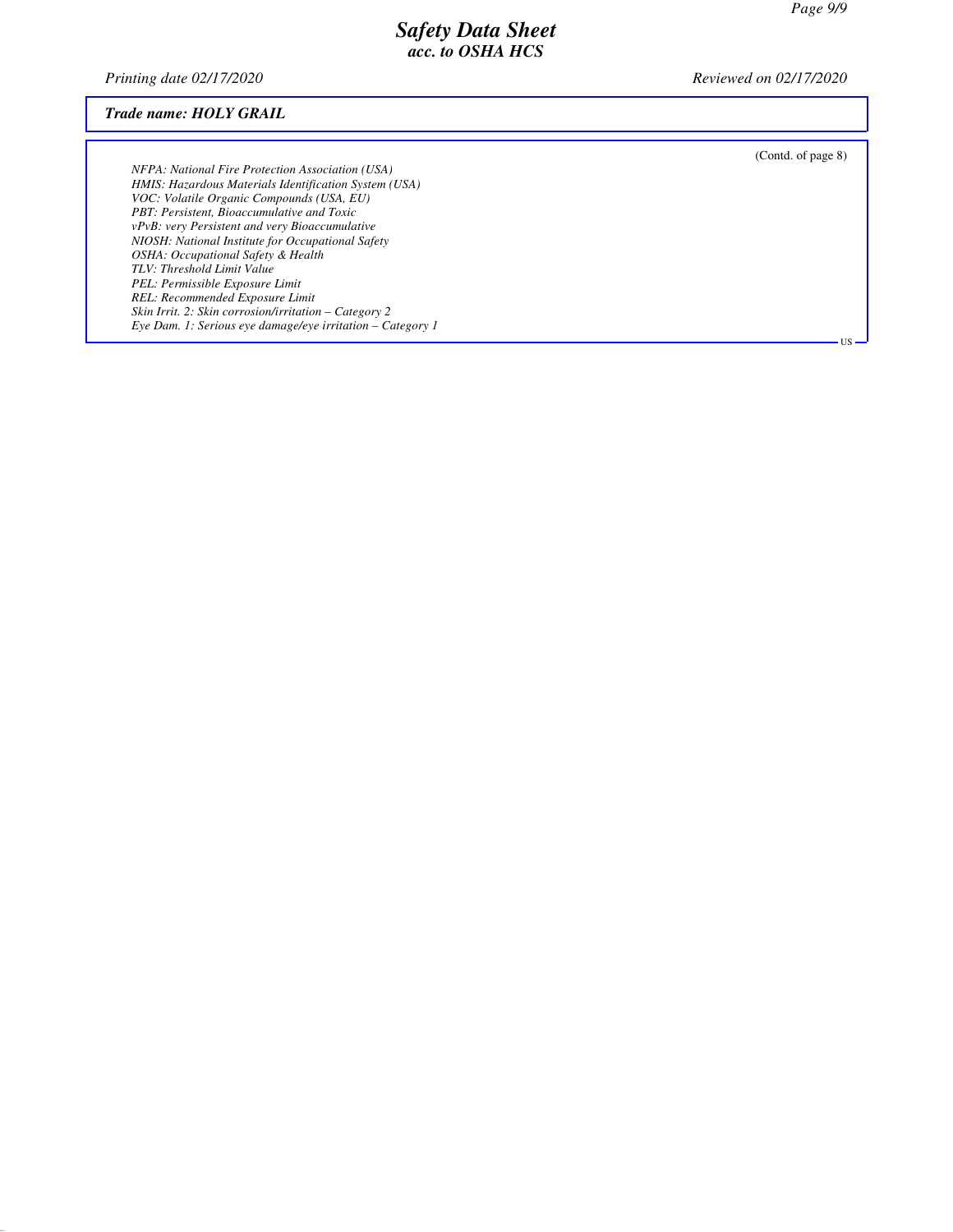*Trade name: HOLY GRAIL*

(Contd. of page 8)

*NFPA: National Fire Protection Association (USA)*
*HMIS: Hazardous Materials Identification System (USA)*
*VOC: Volatile Organic Compounds (USA, EU)*
*PBT: Persistent, Bioaccumulative and Toxic*
*vPvB: very Persistent and very Bioaccumulative*
*NIOSH: National Institute for Occupational Safety*
*OSHA: Occupational Safety & Health*
*TLV: Threshold Limit Value*
*PEL: Permissible Exposure Limit*
*REL: Recommended Exposure Limit*
*Skin Irrit. 2: Skin corrosion/irritation – Category 2*
*Eye Dam. 1: Serious eye damage/eye irritation – Category 1*

US